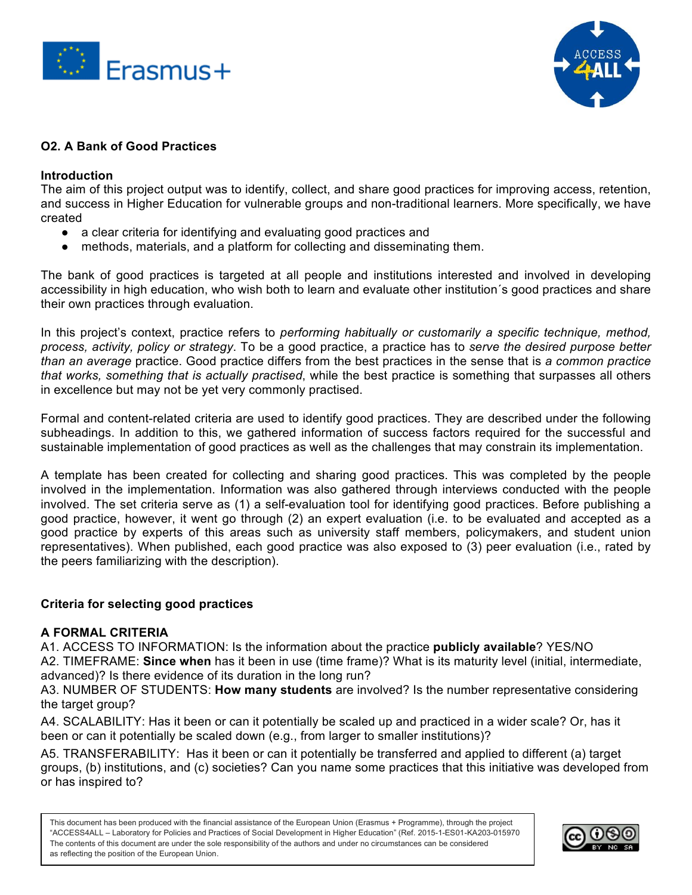## O2. A Bank of Good Practices

### Introduction

The aim of this project output was to identify, collect, and share good practices for improving access, retention, and success in Higher Education for vulnerable groups and non-traditional learners. More specifically, we have created

- a clear criteria for identifying and evaluating good practices and
- methods, materials, and a platform for collecting and disseminating them.

The bank of good practices is targeted at all people and institutions interested and involved in developing accessibility in high education, who wish both to learn and evaluate other institution´s good practices and share their own practices through evaluation.

In this project's context, practice refers to *performing habitually or customarily a specific technique, method, process, activity, policy or strategy*. To be a good practice, a practice has to *serve the desired purpose better than an average* practice. Good practice differs from the best practices in the sense that is *a common practice that works, something that is actually practised*, while the best practice is something that surpasses all others in excellence but may not be yet very commonly practised.

Formal and content-related criteria are used to identify good practices. They are described under the following subheadings. In addition to this, we gathered information of success factors required for the successful and sustainable implementation of good practices as well as the challenges that may constrain its implementation.

A template has been created for collecting and sharing good practices. This was completed by the people involved in the implementation. Information was also gathered through interviews conducted with the people involved. The set criteria serve as (1) a self-evaluation tool for identifying good practices. Before publishing a good practice, however, it went go through (2) an expert evaluation (i.e. to be evaluated and accepted as a good practice by experts of this areas such as university staff members, policymakers, and student union representatives). When published, each good practice was also exposed to (3) peer evaluation (i.e., rated by the peers familiarizing with the description).

### Criteria for selecting good practices

#### A FORMAL CRITERIA

A1. ACCESS TO INFORMATION: Is the information about the practice **publicly available**? YES/NO

A2. TIMEFRAME: **Since when** has it been in use (time frame)? What is its maturity level (initial, intermediate, advanced)? Is there evidence of its duration in the long run?

A3. NUMBER OF STUDENTS: **How many students** are involved? Is the number representative considering the target group?

A4. SCALABILITY: Has it been or can it potentially be scaled up and practiced in a wider scale? Or, has it been or can it potentially be scaled down (e.g., from larger to smaller institutions)?

A5. TRANSFERABILITY: Has it been or can it potentially be transferred and applied to different (a) target groups, (b) institutions, and (c) societies? Can you name some practices that this initiative was developed from or has inspired to?

This document has been produced with the financial assistance of the European Union (Erasmus + Programme), through the project "ACCESS4ALL – Laboratory for Policies and Practices of Social Development in Higher Education" (Ref. 2015-1-ES01-KA203-015970 The contents of this document are under the sole responsibility of the authors and under no circumstances can be considered as reflecting the position of the European Union.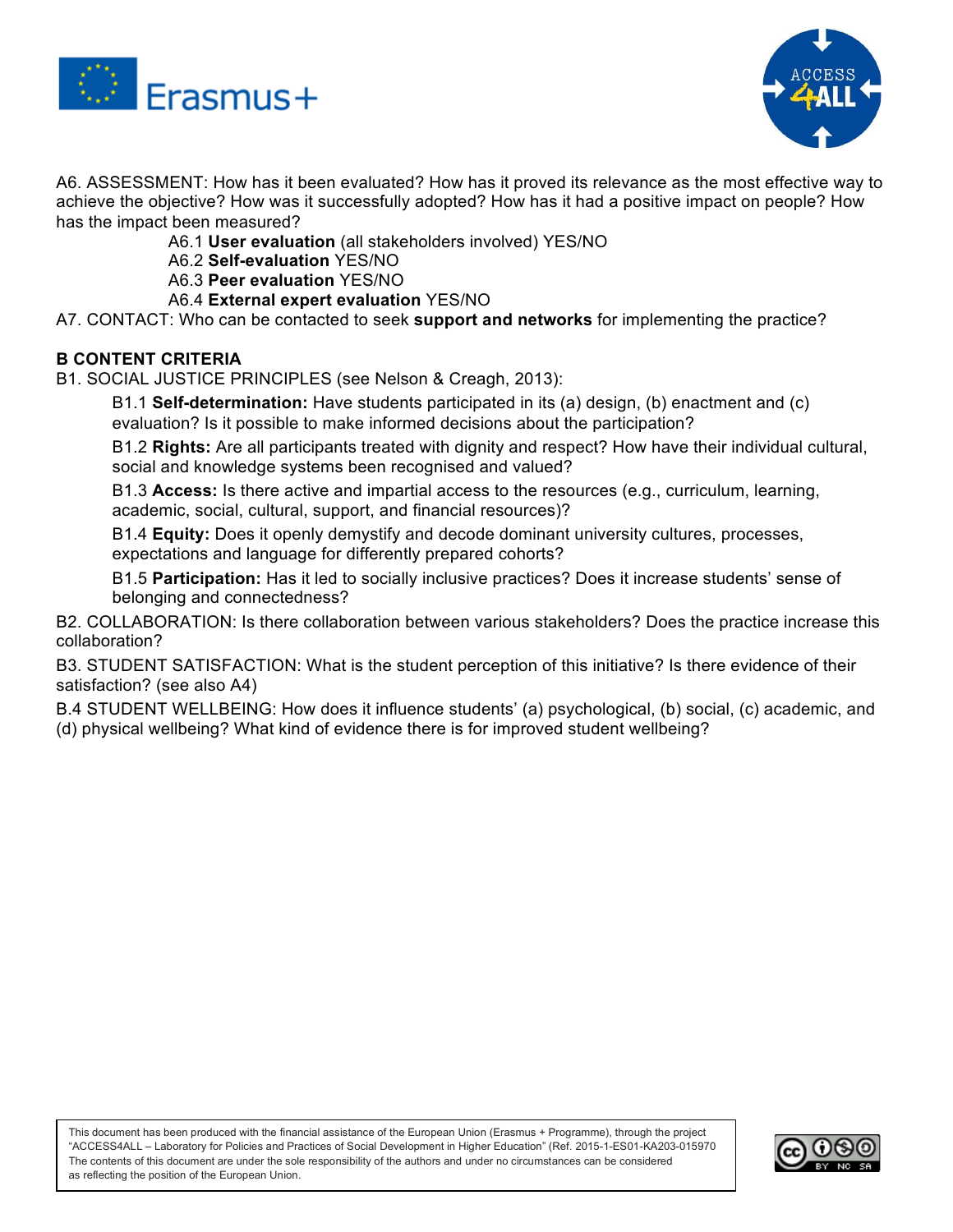A6. ASSESSMENT: How has it been evaluated? How has it proved its relevance as the most effective way to achieve the objective? How was it successfully adopted? How has it had a positive impact on people? How has the impact been measured?

A6.1 **User evaluation** (all stakeholders involved) YES/NO

A6.2 **Self-evaluation** YES/NO

A6.3 **Peer evaluation** YES/NO

A6.4 **External expert evaluation** YES/NO

A7. CONTACT: Who can be contacted to seek **support and networks** for implementing the practice?

**B CONTENT CRITERIA**

B1. SOCIAL JUSTICE PRINCIPLES (see Nelson & Creagh, 2013):

B1.1 **Self-determination:** Have students participated in its (a) design, (b) enactment and (c) evaluation? Is it possible to make informed decisions about the participation?

B1.2 **Rights:** Are all participants treated with dignity and respect? How have their individual cultural, social and knowledge systems been recognised and valued?

B1.3 **Access:** Is there active and impartial access to the resources (e.g., curriculum, learning, academic, social, cultural, support, and financial resources)?

B1.4 **Equity:** Does it openly demystify and decode dominant university cultures, processes, expectations and language for differently prepared cohorts?

B1.5 **Participation:** Has it led to socially inclusive practices? Does it increase students' sense of belonging and connectedness?

B2. COLLABORATION: Is there collaboration between various stakeholders? Does the practice increase this collaboration?

B3. STUDENT SATISFACTION: What is the student perception of this initiative? Is there evidence of their satisfaction? (see also A4)

B.4 STUDENT WELLBEING: How does it influence students' (a) psychological, (b) social, (c) academic, and (d) physical wellbeing? What kind of evidence there is for improved student wellbeing?

This document has been produced with the financial assistance of the European Union (Erasmus + Programme), through the project "ACCESS4ALL – Laboratory for Policies and Practices of Social Development in Higher Education" (Ref. 2015-1-ES01-KA203-015970 The contents of this document are under the sole responsibility of the authors and under no circumstances can be considered as reflecting the position of the European Union.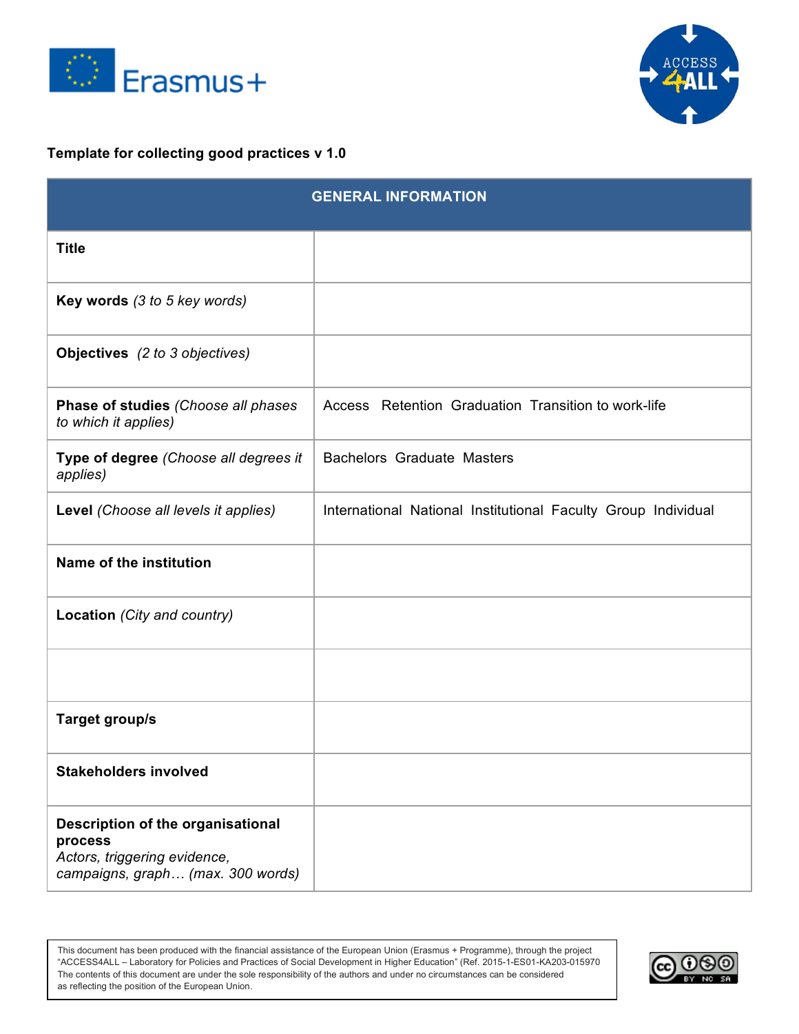**Template for collecting good practices v 1.0**

| GENERAL INFORMATION | |
|---|---|
| **Title** | |
| **Key words** *(3 to 5 key words)* | |
| **Objectives** *(2 to 3 objectives)* | |
| **Phase of studies** *(Choose all phases to which it applies)* | Access Retention Graduation Transition to work-life |
| **Type of degree** *(Choose all degrees it applies)* | Bachelors Graduate Masters |
| **Level** *(Choose all levels it applies)* | International National Institutional Faculty Group Individual |
| **Name of the institution** | |
| **Location** *(City and country)* | |
| | |
| **Target group/s** | |
| **Stakeholders involved** | |
| **Description of the organisational process** *Actors, triggering evidence, campaigns, graph… (max. 300 words)* | |

This document has been produced with the financial assistance of the European Union (Erasmus + Programme), through the project "ACCESS4ALL – Laboratory for Policies and Practices of Social Development in Higher Education" (Ref. 2015-1-ES01-KA203-015970 The contents of this document are under the sole responsibility of the authors and under no circumstances can be considered as reflecting the position of the European Union.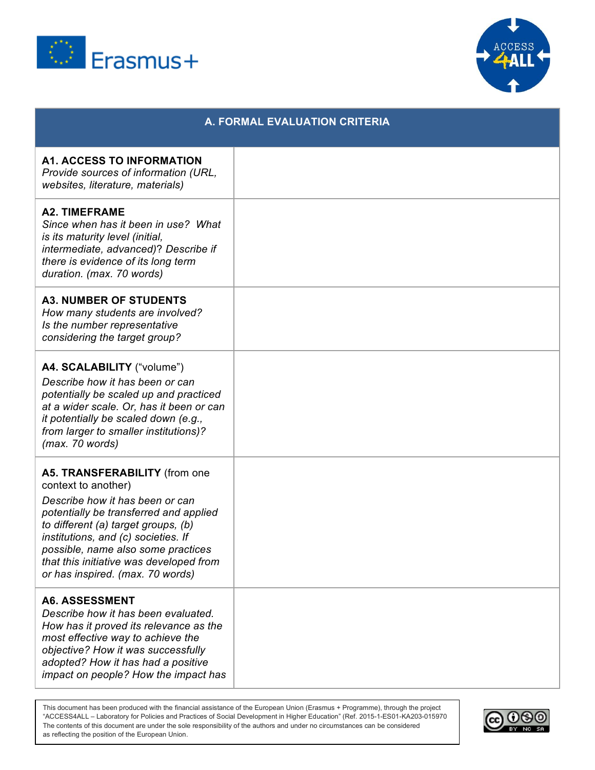| A. FORMAL EVALUATION CRITERIA | |
|---|---|
| **A1. ACCESS TO INFORMATION** *Provide sources of information (URL, websites, literature, materials)* | |
| **A2. TIMEFRAME** *Since when has it been in use? What is its maturity level (initial, intermediate, advanced)? Describe if there is evidence of its long term duration. (max. 70 words)* | |
| **A3. NUMBER OF STUDENTS** *How many students are involved? Is the number representative considering the target group?* | |
| **A4. SCALABILITY** ("volume") *Describe how it has been or can potentially be scaled up and practiced at a wider scale. Or, has it been or can it potentially be scaled down (e.g., from larger to smaller institutions)? (max. 70 words)* | |
| **A5. TRANSFERABILITY** (from one context to another) *Describe how it has been or can potentially be transferred and applied to different (a) target groups, (b) institutions, and (c) societies. If possible, name also some practices that this initiative was developed from or has inspired. (max. 70 words)* | |
| **A6. ASSESSMENT** *Describe how it has been evaluated. How has it proved its relevance as the most effective way to achieve the objective? How it was successfully adopted? How it has had a positive impact on people? How the impact has* | |

This document has been produced with the financial assistance of the European Union (Erasmus + Programme), through the project "ACCESS4ALL – Laboratory for Policies and Practices of Social Development in Higher Education" (Ref. 2015-1-ES01-KA203-015970 The contents of this document are under the sole responsibility of the authors and under no circumstances can be considered as reflecting the position of the European Union.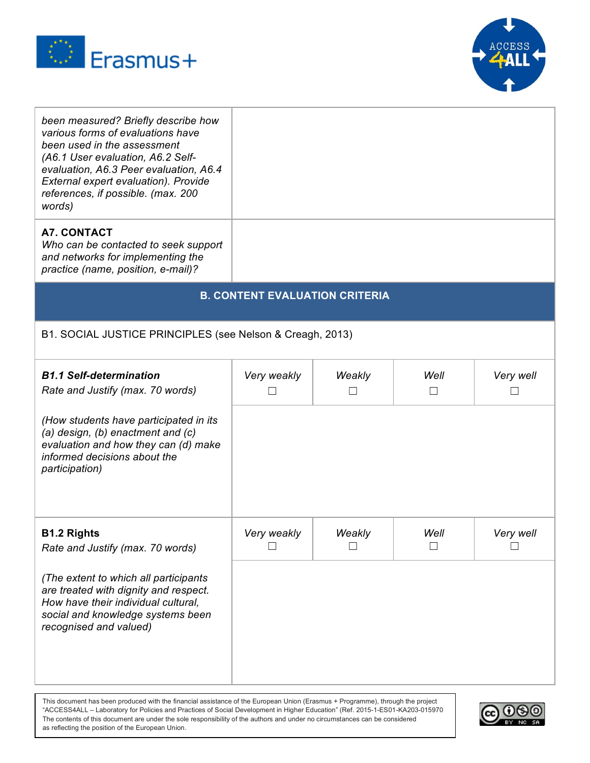| | |
|---|---|
| *been measured? Briefly describe how various forms of evaluations have been used in the assessment (A6.1 User evaluation, A6.2 Self-evaluation, A6.3 Peer evaluation, A6.4 External expert evaluation). Provide references, if possible. (max. 200 words)* | |
| **A7. CONTACT** *Who can be contacted to seek support and networks for implementing the practice (name, position, e-mail)?* | |

## B. CONTENT EVALUATION CRITERIA

B1. SOCIAL JUSTICE PRINCIPLES (see Nelson & Creagh, 2013)

| ***B1.1 Self-determination*** *Rate and Justify (max. 70 words)* | *Very weakly* ☐ | *Weakly* ☐ | *Well* ☐ | *Very well* ☐ |
|---|---|---|---|---|
| *(How students have participated in its (a) design, (b) enactment and (c) evaluation and how they can (d) make informed decisions about the participation)* | | | | |

| **B1.2 Rights** *Rate and Justify (max. 70 words)* | *Very weakly* ☐ | *Weakly* ☐ | *Well* ☐ | *Very well* ☐ |
|---|---|---|---|---|
| *(The extent to which all participants are treated with dignity and respect. How have their individual cultural, social and knowledge systems been recognised and valued)* | | | | |

This document has been produced with the financial assistance of the European Union (Erasmus + Programme), through the project "ACCESS4ALL – Laboratory for Policies and Practices of Social Development in Higher Education" (Ref. 2015-1-ES01-KA203-015970 The contents of this document are under the sole responsibility of the authors and under no circumstances can be considered as reflecting the position of the European Union.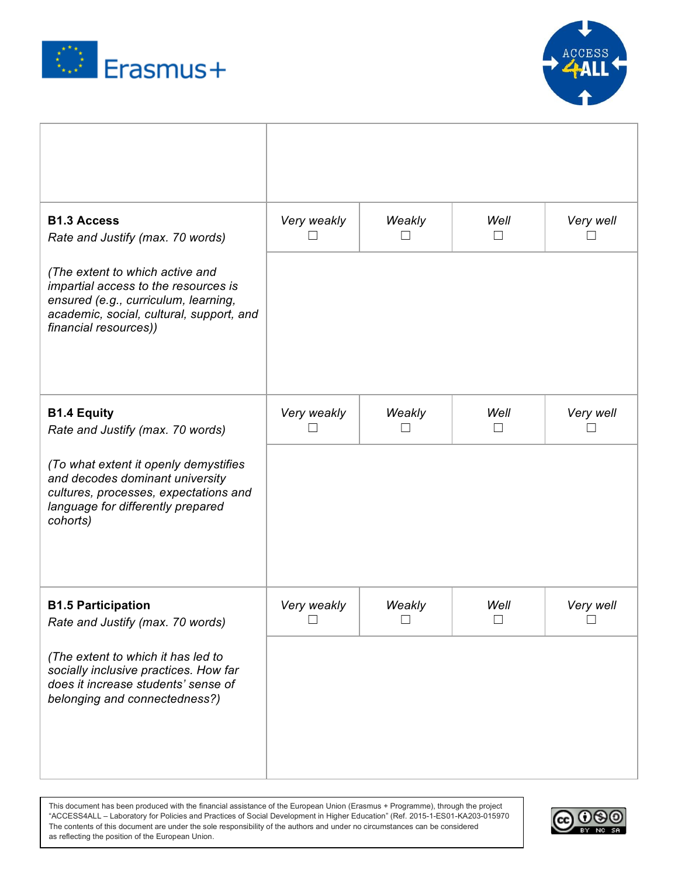| | | | | |
|---|---|---|---|---|
| | | | | |
| **B1.3 Access**<br>*Rate and Justify (max. 70 words)*<br><br>*(The extent to which active and impartial access to the resources is ensured (e.g., curriculum, learning, academic, social, cultural, support, and financial resources))* | *Very weakly* ☐ | *Weakly* ☐ | *Well* ☐ | *Very well* ☐ |
| | | | | |
| **B1.4 Equity**<br>*Rate and Justify (max. 70 words)*<br><br>*(To what extent it openly demystifies and decodes dominant university cultures, processes, expectations and language for differently prepared cohorts)* | *Very weakly* ☐ | *Weakly* ☐ | *Well* ☐ | *Very well* ☐ |
| | | | | |
| **B1.5 Participation**<br>*Rate and Justify (max. 70 words)*<br><br>*(The extent to which it has led to socially inclusive practices. How far does it increase students' sense of belonging and connectedness?)* | *Very weakly* ☐ | *Weakly* ☐ | *Well* ☐ | *Very well* ☐ |
| | | | | |

This document has been produced with the financial assistance of the European Union (Erasmus + Programme), through the project "ACCESS4ALL – Laboratory for Policies and Practices of Social Development in Higher Education" (Ref. 2015-1-ES01-KA203-015970 The contents of this document are under the sole responsibility of the authors and under no circumstances can be considered as reflecting the position of the European Union.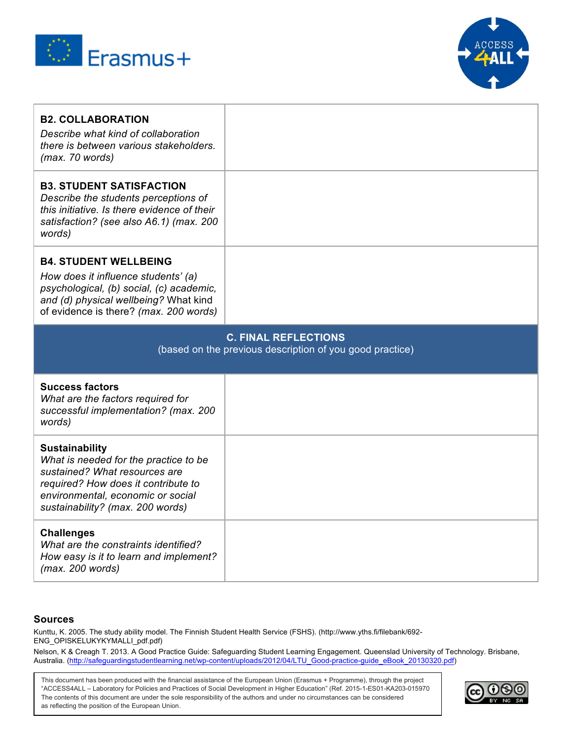| | |
|---|---|
| **B2. COLLABORATION**<br>*Describe what kind of collaboration there is between various stakeholders. (max. 70 words)* | |
| **B3. STUDENT SATISFACTION**<br>*Describe the students perceptions of this initiative. Is there evidence of their satisfaction? (see also A6.1) (max. 200 words)* | |
| **B4. STUDENT WELLBEING**<br>*How does it influence students' (a) psychological, (b) social, (c) academic, and (d) physical wellbeing?* What kind of evidence is there? *(max. 200 words)* | |
| **C. FINAL REFLECTIONS**<br>(based on the previous description of you good practice) | |
| **Success factors**<br>*What are the factors required for successful implementation? (max. 200 words)* | |
| **Sustainability**<br>*What is needed for the practice to be sustained? What resources are required? How does it contribute to environmental, economic or social sustainability? (max. 200 words)* | |
| **Challenges**<br>*What are the constraints identified? How easy is it to learn and implement? (max. 200 words)* | |

## Sources

Kunttu, K. 2005. The study ability model. The Finnish Student Health Service (FSHS). (http://www.yths.fi/filebank/692-ENG_OPISKELUKYKYMALLI_pdf.pdf)

Nelson, K & Creagh T. 2013. A Good Practice Guide: Safeguarding Student Learning Engagement. Queenslad University of Technology. Brisbane, Australia. (http://safeguardingstudentlearning.net/wp-content/uploads/2012/04/LTU_Good-practice-guide_eBook_20130320.pdf)

This document has been produced with the financial assistance of the European Union (Erasmus + Programme), through the project "ACCESS4ALL – Laboratory for Policies and Practices of Social Development in Higher Education" (Ref. 2015-1-ES01-KA203-015970 The contents of this document are under the sole responsibility of the authors and under no circumstances can be considered as reflecting the position of the European Union.